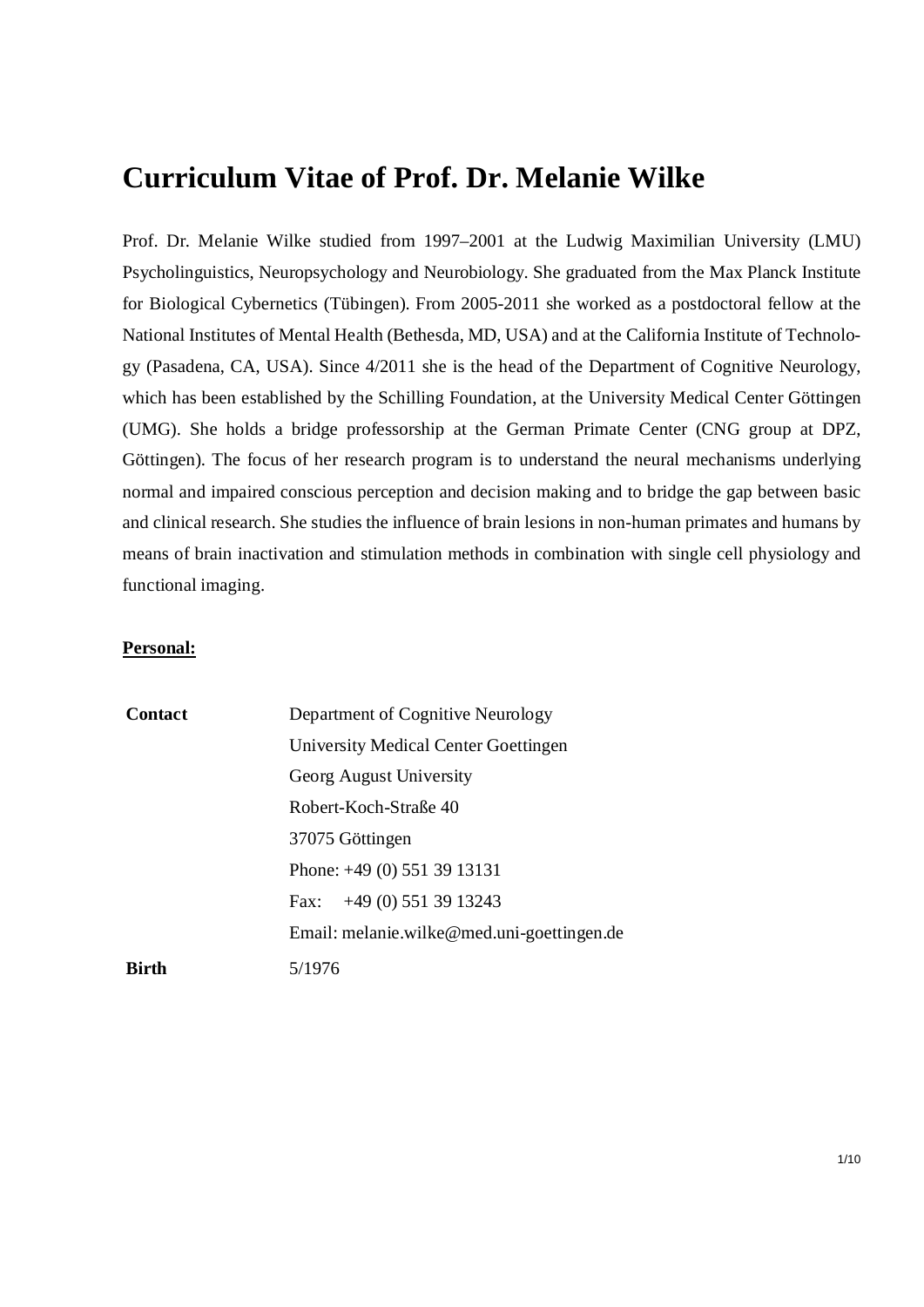# Curriculum Vitae of Prof. Dr. Melanie Wilke

Prof. Dr. Melanie Wilke studied from 1997–2001 at the Ludwig Maximilian University (LMU) Psycholinguistics, Neuropsychology and Neurobiology. She graduated from the Max Planck Institute for Biological Cybernetics (Tübingen). From 2005-2011 she worked as a postdoctoral fellow at the National Institutes of Mental Health (Bethesda, MD, USA) and at the California Institute of Technology (Pasadena, CA, USA). Since 4/2011 she is the head of the Department of Cognitive Neurology, which has been established by the Schilling Foundation, at the University Medical Center Göttingen (UMG). She holds a bridge professorship at the German Primate Center (CNG group at DPZ, Göttingen). The focus of her research program is to understand the neural mechanisms underlying normal and impaired conscious perception and decision making and to bridge the gap between basic and clinical research. She studies the influence of brain lesions in non-human primates and humans by means of brain inactivation and stimulation methods in combination with single cell physiology and functional imaging.

**Personal:**

| | |
|---|---|
| **Contact** | Department of Cognitive Neurology<br>University Medical Center Goettingen<br>Georg August University<br>Robert-Koch-Straße 40<br>37075 Göttingen<br>Phone: +49 (0) 551 39 13131<br>Fax: +49 (0) 551 39 13243<br>Email: melanie.wilke@med.uni-goettingen.de |
| **Birth** | 5/1976 |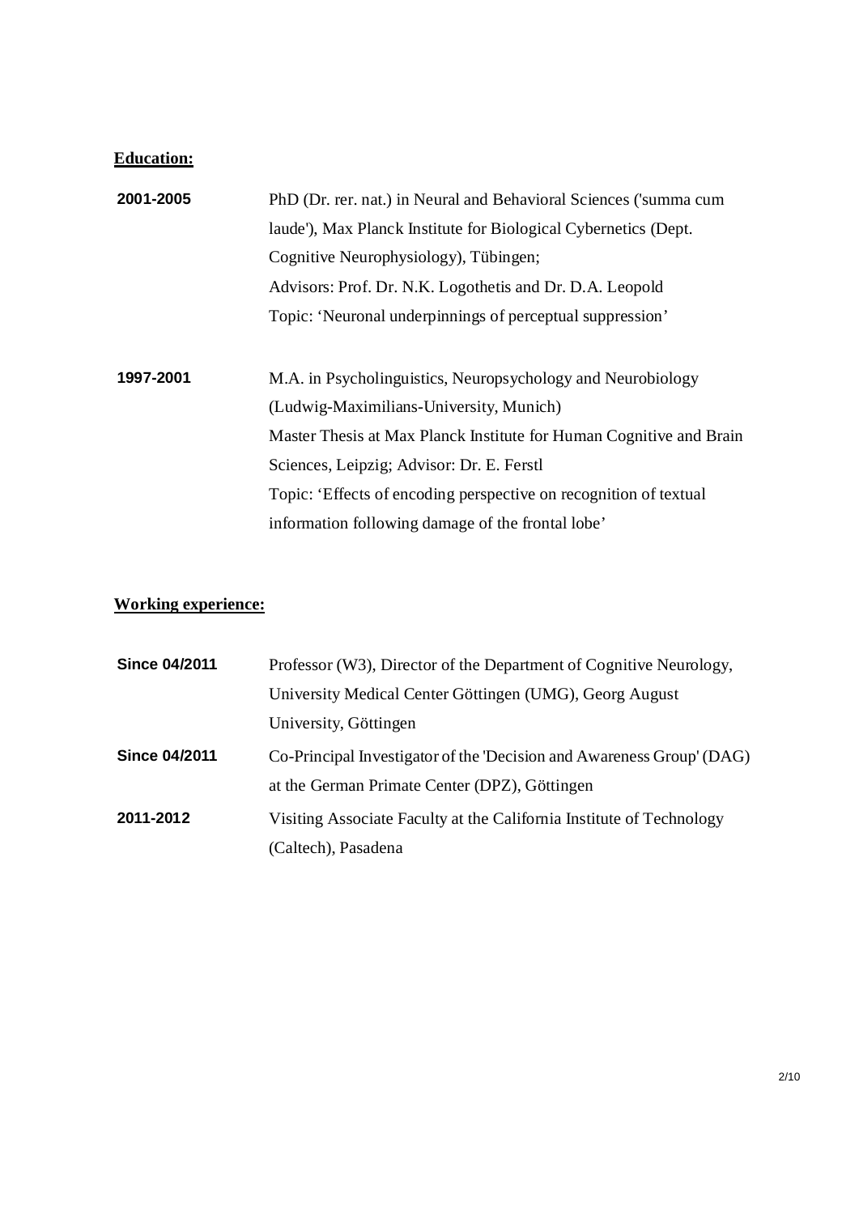**Education:**

**2001-2005** PhD (Dr. rer. nat.) in Neural and Behavioral Sciences ('summa cum laude'), Max Planck Institute for Biological Cybernetics (Dept. Cognitive Neurophysiology), Tübingen;
Advisors: Prof. Dr. N.K. Logothetis and Dr. D.A. Leopold
Topic: 'Neuronal underpinnings of perceptual suppression'

**1997-2001** M.A. in Psycholinguistics, Neuropsychology and Neurobiology (Ludwig-Maximilians-University, Munich)
Master Thesis at Max Planck Institute for Human Cognitive and Brain Sciences, Leipzig; Advisor: Dr. E. Ferstl
Topic: 'Effects of encoding perspective on recognition of textual information following damage of the frontal lobe'

**Working experience:**

**Since 04/2011** Professor (W3), Director of the Department of Cognitive Neurology, University Medical Center Göttingen (UMG), Georg August University, Göttingen

**Since 04/2011** Co-Principal Investigator of the 'Decision and Awareness Group' (DAG) at the German Primate Center (DPZ), Göttingen

**2011-2012** Visiting Associate Faculty at the California Institute of Technology (Caltech), Pasadena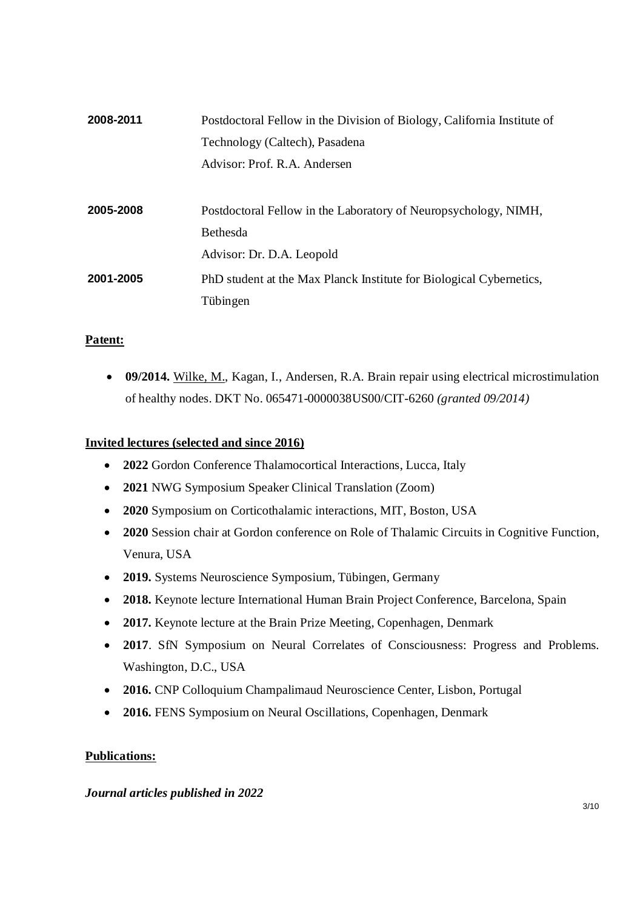**2008-2011** Postdoctoral Fellow in the Division of Biology, California Institute of Technology (Caltech), Pasadena
Advisor: Prof. R.A. Andersen

**2005-2008** Postdoctoral Fellow in the Laboratory of Neuropsychology, NIMH, Bethesda
Advisor: Dr. D.A. Leopold

**2001-2005** PhD student at the Max Planck Institute for Biological Cybernetics, Tübingen

**Patent:**

- **09/2014.** Wilke, M., Kagan, I., Andersen, R.A. Brain repair using electrical microstimulation of healthy nodes. DKT No. 065471-0000038US00/CIT-6260 *(granted 09/2014)*

**Invited lectures (selected and since 2016)**

- **2022** Gordon Conference Thalamocortical Interactions, Lucca, Italy
- **2021** NWG Symposium Speaker Clinical Translation (Zoom)
- **2020** Symposium on Corticothalamic interactions, MIT, Boston, USA
- **2020** Session chair at Gordon conference on Role of Thalamic Circuits in Cognitive Function, Venura, USA
- **2019.** Systems Neuroscience Symposium, Tübingen, Germany
- **2018.** Keynote lecture International Human Brain Project Conference, Barcelona, Spain
- **2017.** Keynote lecture at the Brain Prize Meeting, Copenhagen, Denmark
- **2017**. SfN Symposium on Neural Correlates of Consciousness: Progress and Problems. Washington, D.C., USA
- **2016.** CNP Colloquium Champalimaud Neuroscience Center, Lisbon, Portugal
- **2016.** FENS Symposium on Neural Oscillations, Copenhagen, Denmark

**Publications:**

***Journal articles published in 2022***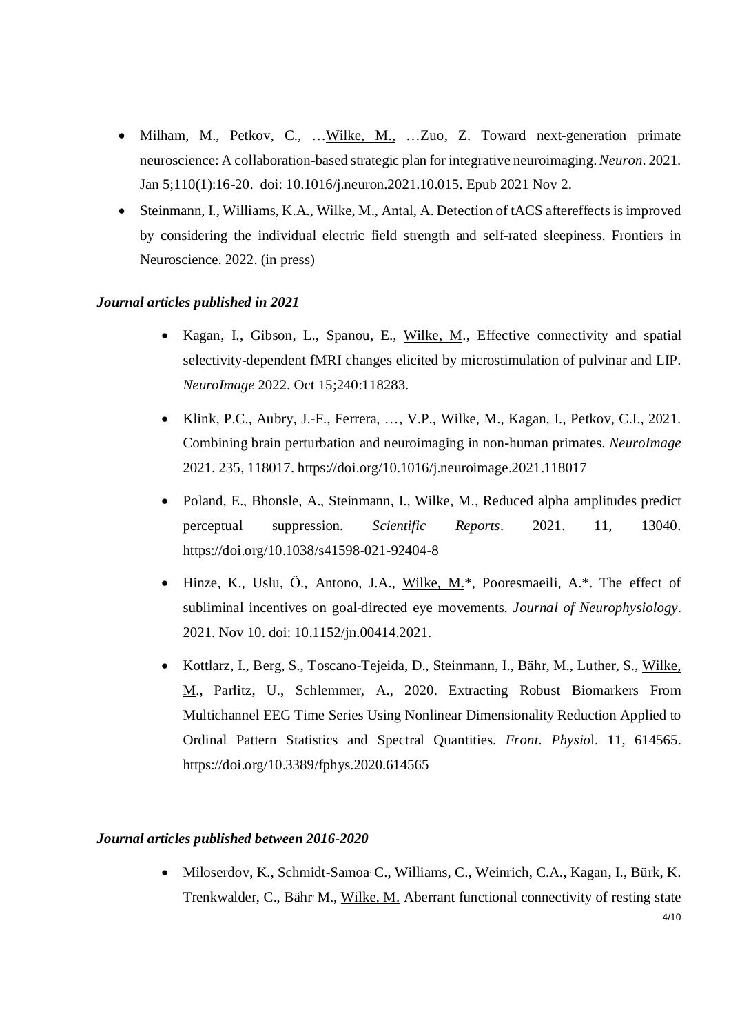- Milham, M., Petkov, C., …Wilke, M., …Zuo, Z. Toward next-generation primate neuroscience: A collaboration-based strategic plan for integrative neuroimaging. *Neuron*. 2021. Jan 5;110(1):16-20. doi: 10.1016/j.neuron.2021.10.015. Epub 2021 Nov 2.
- Steinmann, I., Williams, K.A., Wilke, M., Antal, A. Detection of tACS aftereffects is improved by considering the individual electric field strength and self-rated sleepiness. Frontiers in Neuroscience. 2022. (in press)

### *Journal articles published in 2021*

- Kagan, I., Gibson, L., Spanou, E., Wilke, M., Effective connectivity and spatial selectivity-dependent fMRI changes elicited by microstimulation of pulvinar and LIP. *NeuroImage* 2022. Oct 15;240:118283.
- Klink, P.C., Aubry, J.-F., Ferrera, …, V.P., Wilke, M., Kagan, I., Petkov, C.I., 2021. Combining brain perturbation and neuroimaging in non-human primates. *NeuroImage* 2021. 235, 118017. https://doi.org/10.1016/j.neuroimage.2021.118017
- Poland, E., Bhonsle, A., Steinmann, I., Wilke, M., Reduced alpha amplitudes predict perceptual suppression. *Scientific Reports*. 2021. 11, 13040. https://doi.org/10.1038/s41598-021-92404-8
- Hinze, K., Uslu, Ö., Antono, J.A., Wilke, M.*, Pooresmaeili, A.*. The effect of subliminal incentives on goal-directed eye movements. *Journal of Neurophysiology*. 2021. Nov 10. doi: 10.1152/jn.00414.2021.
- Kottlarz, I., Berg, S., Toscano-Tejeida, D., Steinmann, I., Bähr, M., Luther, S., Wilke, M., Parlitz, U., Schlemmer, A., 2020. Extracting Robust Biomarkers From Multichannel EEG Time Series Using Nonlinear Dimensionality Reduction Applied to Ordinal Pattern Statistics and Spectral Quantities. *Front. Physio*l. 11, 614565. https://doi.org/10.3389/fphys.2020.614565

### *Journal articles published between 2016-2020*

- Miloserdov, K., Schmidt-Samoa, C., Williams, C., Weinrich, C.A., Kagan, I., Bürk, K. Trenkwalder, C., Bähr, M., Wilke, M. Aberrant functional connectivity of resting state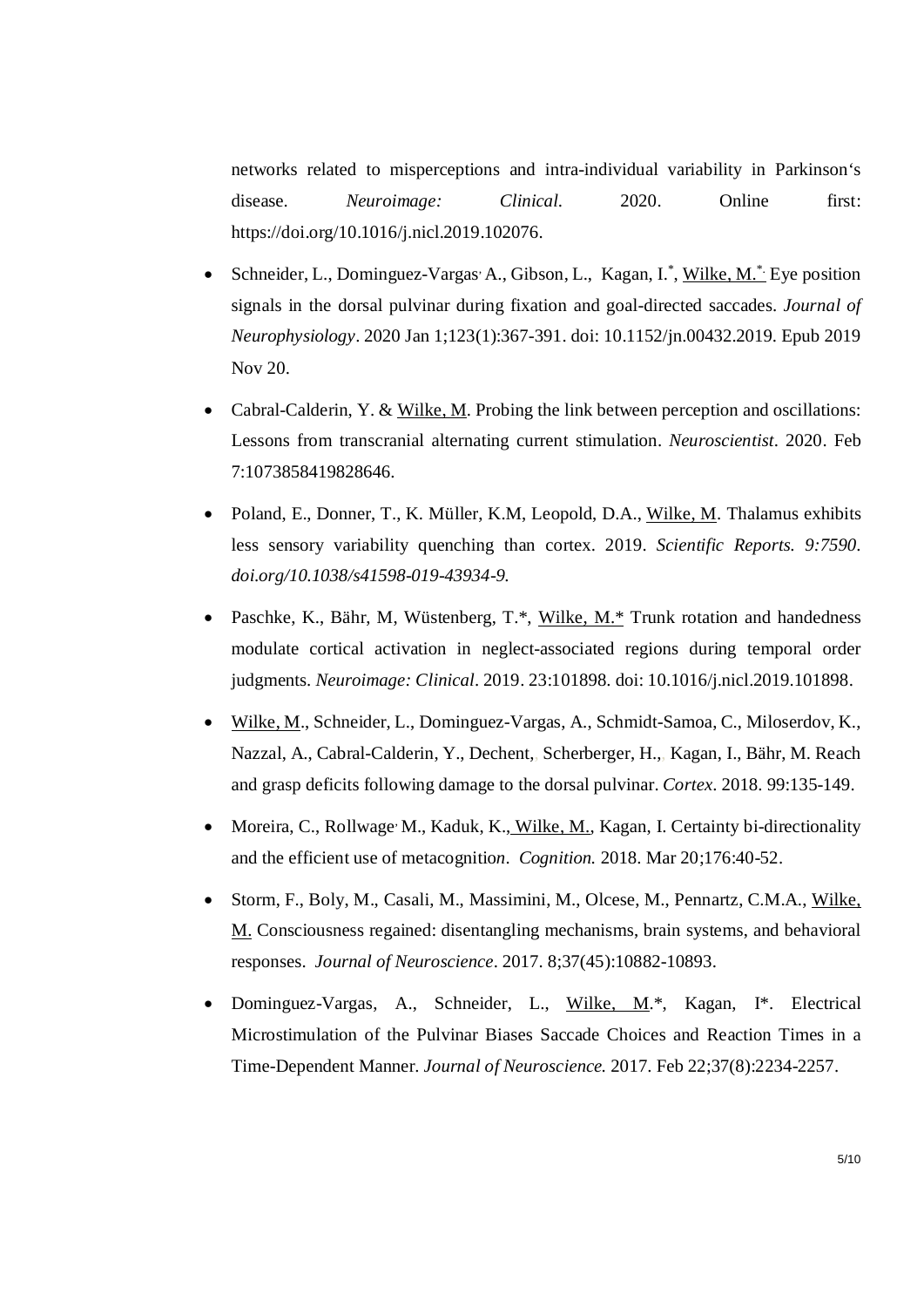networks related to misperceptions and intra-individual variability in Parkinson's disease. *Neuroimage: Clinical*. 2020. Online first: https://doi.org/10.1016/j.nicl.2019.102076.

- Schneider, L., Dominguez-Vargas, A., Gibson, L., Kagan, I.*, Wilke, M.*. Eye position signals in the dorsal pulvinar during fixation and goal-directed saccades. *Journal of Neurophysiology*. 2020 Jan 1;123(1):367-391. doi: 10.1152/jn.00432.2019. Epub 2019 Nov 20.
- Cabral-Calderin, Y. & Wilke, M. Probing the link between perception and oscillations: Lessons from transcranial alternating current stimulation. *Neuroscientist*. 2020. Feb 7:1073858419828646.
- Poland, E., Donner, T., K. Müller, K.M, Leopold, D.A., Wilke, M. Thalamus exhibits less sensory variability quenching than cortex. 2019. *Scientific Reports. 9:7590. doi.org/10.1038/s41598-019-43934-9.*
- Paschke, K., Bähr, M, Wüstenberg, T.*, Wilke, M.* Trunk rotation and handedness modulate cortical activation in neglect-associated regions during temporal order judgments. *Neuroimage: Clinical*. 2019. 23:101898. doi: 10.1016/j.nicl.2019.101898.
- Wilke, M., Schneider, L., Dominguez-Vargas, A., Schmidt-Samoa, C., Miloserdov, K., Nazzal, A., Cabral-Calderin, Y., Dechent, Scherberger, H., Kagan, I., Bähr, M. Reach and grasp deficits following damage to the dorsal pulvinar. *Cortex*. 2018. 99:135-149.
- Moreira, C., Rollwage, M., Kaduk, K., Wilke, M., Kagan, I. Certainty bi-directionality and the efficient use of metacognition. *Cognition.* 2018. Mar 20;176:40-52.
- Storm, F., Boly, M., Casali, M., Massimini, M., Olcese, M., Pennartz, C.M.A., Wilke, M. Consciousness regained: disentangling mechanisms, brain systems, and behavioral responses. *Journal of Neuroscience*. 2017. 8;37(45):10882-10893.
- Dominguez-Vargas, A., Schneider, L., Wilke, M.*, Kagan, I*. Electrical Microstimulation of the Pulvinar Biases Saccade Choices and Reaction Times in a Time-Dependent Manner. *Journal of Neuroscience.* 2017. Feb 22;37(8):2234-2257.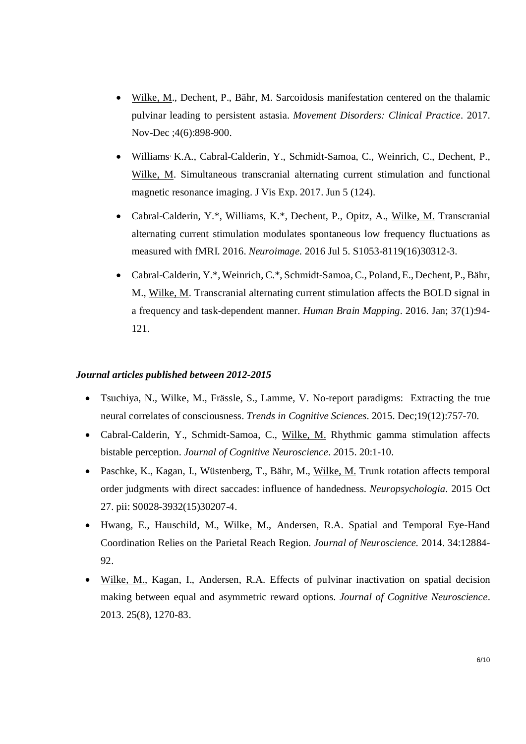- <u>Wilke, M</u>., Dechent, P., Bähr, M. Sarcoidosis manifestation centered on the thalamic pulvinar leading to persistent astasia. *Movement Disorders: Clinical Practice*. 2017. Nov-Dec ;4(6):898-900.

- Williams, K.A., Cabral-Calderin, Y., Schmidt-Samoa, C., Weinrich, C., Dechent, P., <u>Wilke, M</u>. Simultaneous transcranial alternating current stimulation and functional magnetic resonance imaging. J Vis Exp. 2017. Jun 5 (124).

- Cabral-Calderin, Y.*, Williams, K.*, Dechent, P., Opitz, A., <u>Wilke, M.</u> Transcranial alternating current stimulation modulates spontaneous low frequency fluctuations as measured with fMRI. 2016. *Neuroimage.* 2016 Jul 5. S1053-8119(16)30312-3.

- Cabral-Calderin, Y.*, Weinrich, C.*, Schmidt-Samoa, C., Poland, E., Dechent, P., Bähr, M., <u>Wilke, M</u>. Transcranial alternating current stimulation affects the BOLD signal in a frequency and task-dependent manner. *Human Brain Mapping*. 2016. Jan; 37(1):94-121.

***Journal articles published between 2012-2015***

- Tsuchiya, N., <u>Wilke, M.</u>, Frässle, S., Lamme, V. No-report paradigms: Extracting the true neural correlates of consciousness. *Trends in Cognitive Sciences*. 2015. Dec;19(12):757-70.
- Cabral-Calderin, Y., Schmidt-Samoa, C., <u>Wilke, M.</u> Rhythmic gamma stimulation affects bistable perception. *Journal of Cognitive Neuroscience*. 2015. 20:1-10.
- Paschke, K., Kagan, I., Wüstenberg, T., Bähr, M., <u>Wilke, M.</u> Trunk rotation affects temporal order judgments with direct saccades: influence of handedness. *Neuropsychologia*. 2015 Oct 27. pii: S0028-3932(15)30207-4.
- Hwang, E., Hauschild, M., <u>Wilke, M.</u>, Andersen, R.A. Spatial and Temporal Eye-Hand Coordination Relies on the Parietal Reach Region. *Journal of Neuroscience.* 2014. 34:12884-92.
- <u>Wilke, M.</u>, Kagan, I., Andersen, R.A. Effects of pulvinar inactivation on spatial decision making between equal and asymmetric reward options. *Journal of Cognitive Neuroscience*. 2013. 25(8), 1270-83.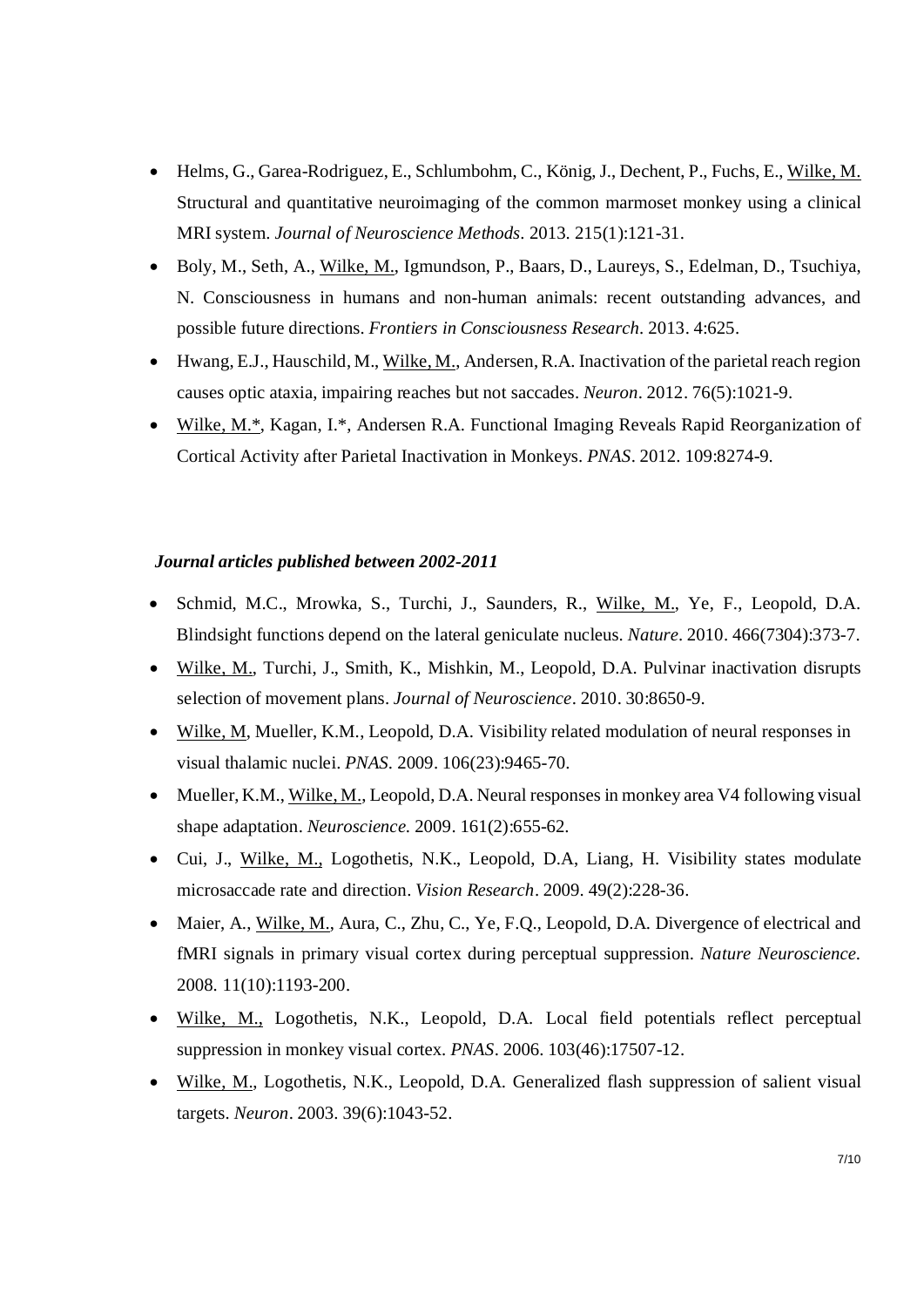- Helms, G., Garea-Rodriguez, E., Schlumbohm, C., König, J., Dechent, P., Fuchs, E., Wilke, M. Structural and quantitative neuroimaging of the common marmoset monkey using a clinical MRI system. *Journal of Neuroscience Methods*. 2013. 215(1):121-31.
- Boly, M., Seth, A., Wilke, M., Igmundson, P., Baars, D., Laureys, S., Edelman, D., Tsuchiya, N. Consciousness in humans and non-human animals: recent outstanding advances, and possible future directions. *Frontiers in Consciousness Research*. 2013. 4:625.
- Hwang, E.J., Hauschild, M., Wilke, M., Andersen, R.A. Inactivation of the parietal reach region causes optic ataxia, impairing reaches but not saccades. *Neuron*. 2012. 76(5):1021-9.
- Wilke, M.*, Kagan, I.*, Andersen R.A. Functional Imaging Reveals Rapid Reorganization of Cortical Activity after Parietal Inactivation in Monkeys. *PNAS*. 2012. 109:8274-9.

***Journal articles published between 2002-2011***

- Schmid, M.C., Mrowka, S., Turchi, J., Saunders, R., Wilke, M., Ye, F., Leopold, D.A. Blindsight functions depend on the lateral geniculate nucleus. *Nature*. 2010. 466(7304):373-7.
- Wilke, M., Turchi, J., Smith, K., Mishkin, M., Leopold, D.A. Pulvinar inactivation disrupts selection of movement plans. *Journal of Neuroscience*. 2010. 30:8650-9.
- Wilke, M, Mueller, K.M., Leopold, D.A. Visibility related modulation of neural responses in visual thalamic nuclei. *PNAS*. 2009. 106(23):9465-70.
- Mueller, K.M., Wilke, M., Leopold, D.A. Neural responses in monkey area V4 following visual shape adaptation. *Neuroscience*. 2009. 161(2):655-62.
- Cui, J., Wilke, M., Logothetis, N.K., Leopold, D.A, Liang, H. Visibility states modulate microsaccade rate and direction. *Vision Research*. 2009. 49(2):228-36.
- Maier, A., Wilke, M., Aura, C., Zhu, C., Ye, F.Q., Leopold, D.A. Divergence of electrical and fMRI signals in primary visual cortex during perceptual suppression. *Nature Neuroscience*. 2008. 11(10):1193-200.
- Wilke, M., Logothetis, N.K., Leopold, D.A. Local field potentials reflect perceptual suppression in monkey visual cortex. *PNAS*. 2006. 103(46):17507-12.
- Wilke, M., Logothetis, N.K., Leopold, D.A. Generalized flash suppression of salient visual targets. *Neuron*. 2003. 39(6):1043-52.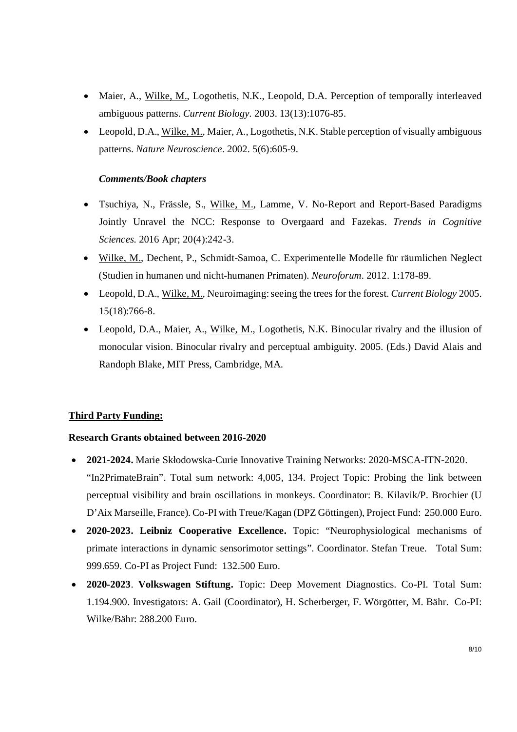- Maier, A., Wilke, M., Logothetis, N.K., Leopold, D.A. Perception of temporally interleaved ambiguous patterns. *Current Biology*. 2003. 13(13):1076-85.
- Leopold, D.A., Wilke, M., Maier, A., Logothetis, N.K. Stable perception of visually ambiguous patterns. *Nature Neuroscience*. 2002. 5(6):605-9.

***Comments/Book chapters***

- Tsuchiya, N., Frässle, S., Wilke, M., Lamme, V. No-Report and Report-Based Paradigms Jointly Unravel the NCC: Response to Overgaard and Fazekas. *Trends in Cognitive Sciences.* 2016 Apr; 20(4):242-3.
- Wilke, M., Dechent, P., Schmidt-Samoa, C. Experimentelle Modelle für räumlichen Neglect (Studien in humanen und nicht-humanen Primaten). *Neuroforum*. 2012. 1:178-89.
- Leopold, D.A., Wilke, M., Neuroimaging: seeing the trees for the forest. *Current Biology* 2005. 15(18):766-8.
- Leopold, D.A., Maier, A., Wilke, M., Logothetis, N.K. Binocular rivalry and the illusion of monocular vision. Binocular rivalry and perceptual ambiguity. 2005. (Eds.) David Alais and Randoph Blake, MIT Press, Cambridge, MA.

**Third Party Funding:**

**Research Grants obtained between 2016-2020**

- **2021-2024.** Marie Skłodowska-Curie Innovative Training Networks: 2020-MSCA-ITN-2020. "In2PrimateBrain". Total sum network: 4,005, 134. Project Topic: Probing the link between perceptual visibility and brain oscillations in monkeys. Coordinator: B. Kilavik/P. Brochier (U D'Aix Marseille, France). Co-PI with Treue/Kagan (DPZ Göttingen), Project Fund: 250.000 Euro.
- **2020-2023. Leibniz Cooperative Excellence.** Topic: "Neurophysiological mechanisms of primate interactions in dynamic sensorimotor settings". Coordinator. Stefan Treue. Total Sum: 999.659. Co-PI as Project Fund: 132.500 Euro.
- **2020-2023**. **Volkswagen Stiftung.** Topic: Deep Movement Diagnostics. Co-PI. Total Sum: 1.194.900. Investigators: A. Gail (Coordinator), H. Scherberger, F. Wörgötter, M. Bähr. Co-PI: Wilke/Bähr: 288.200 Euro.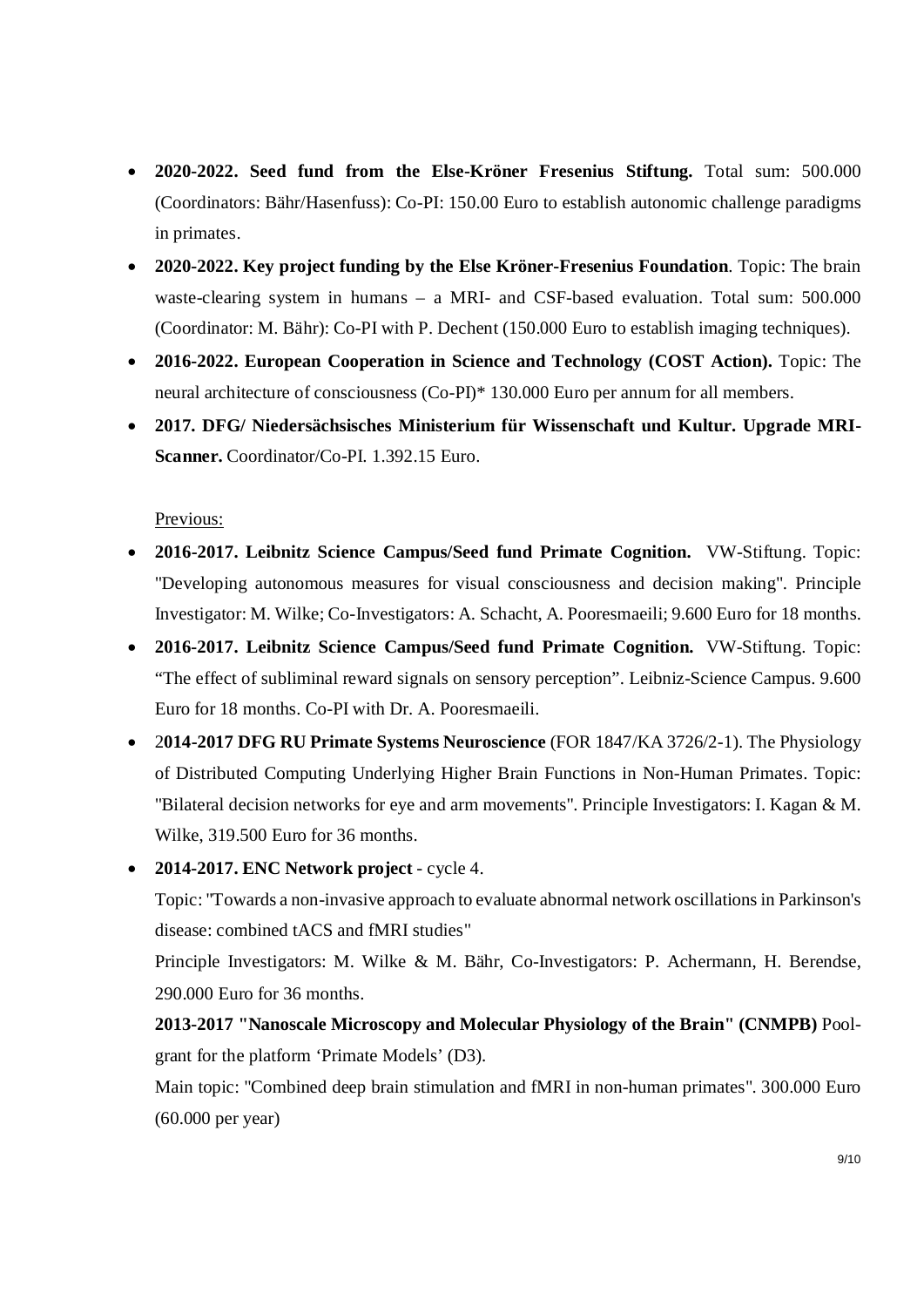- **2020-2022. Seed fund from the Else-Kröner Fresenius Stiftung.** Total sum: 500.000 (Coordinators: Bähr/Hasenfuss): Co-PI: 150.00 Euro to establish autonomic challenge paradigms in primates.
- **2020-2022. Key project funding by the Else Kröner-Fresenius Foundation**. Topic: The brain waste-clearing system in humans – a MRI- and CSF-based evaluation. Total sum: 500.000 (Coordinator: M. Bähr): Co-PI with P. Dechent (150.000 Euro to establish imaging techniques).
- **2016-2022. European Cooperation in Science and Technology (COST Action).** Topic: The neural architecture of consciousness (Co-PI)* 130.000 Euro per annum for all members.
- **2017. DFG/ Niedersächsisches Ministerium für Wissenschaft und Kultur. Upgrade MRI-Scanner.** Coordinator/Co-PI. 1.392.15 Euro.

Previous:

- **2016-2017. Leibnitz Science Campus/Seed fund Primate Cognition.** VW-Stiftung. Topic: "Developing autonomous measures for visual consciousness and decision making". Principle Investigator: M. Wilke; Co-Investigators: A. Schacht, A. Pooresmaeili; 9.600 Euro for 18 months.
- **2016-2017. Leibnitz Science Campus/Seed fund Primate Cognition.** VW-Stiftung. Topic: "The effect of subliminal reward signals on sensory perception". Leibniz-Science Campus. 9.600 Euro for 18 months. Co-PI with Dr. A. Pooresmaeili.
- 2**014-2017 DFG RU Primate Systems Neuroscience** (FOR 1847/KA 3726/2-1). The Physiology of Distributed Computing Underlying Higher Brain Functions in Non-Human Primates. Topic: "Bilateral decision networks for eye and arm movements". Principle Investigators: I. Kagan & M. Wilke, 319.500 Euro for 36 months.
- **2014-2017. ENC Network project** - cycle 4.

  Topic: "Towards a non-invasive approach to evaluate abnormal network oscillations in Parkinson's disease: combined tACS and fMRI studies"

  Principle Investigators: M. Wilke & M. Bähr, Co-Investigators: P. Achermann, H. Berendse, 290.000 Euro for 36 months.

  **2013-2017 "Nanoscale Microscopy and Molecular Physiology of the Brain" (CNMPB)** Pool-grant for the platform 'Primate Models' (D3).

  Main topic: "Combined deep brain stimulation and fMRI in non-human primates". 300.000 Euro (60.000 per year)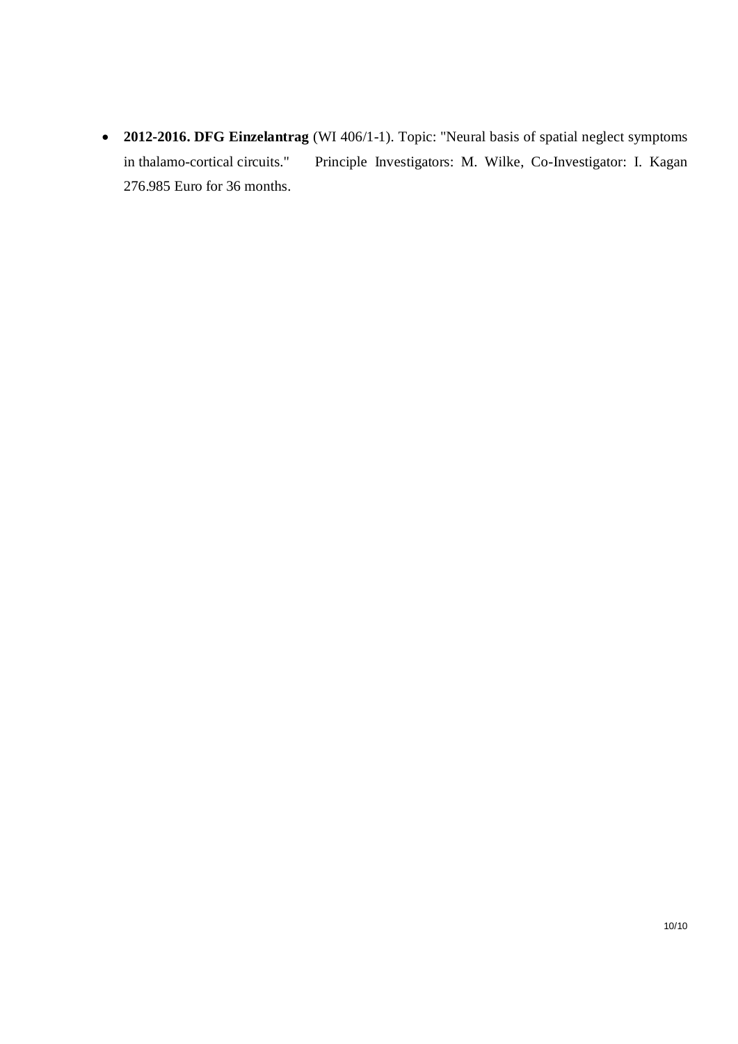- **2012-2016. DFG Einzelantrag** (WI 406/1-1). Topic: "Neural basis of spatial neglect symptoms in thalamo-cortical circuits." Principle Investigators: M. Wilke, Co-Investigator: I. Kagan 276.985 Euro for 36 months.